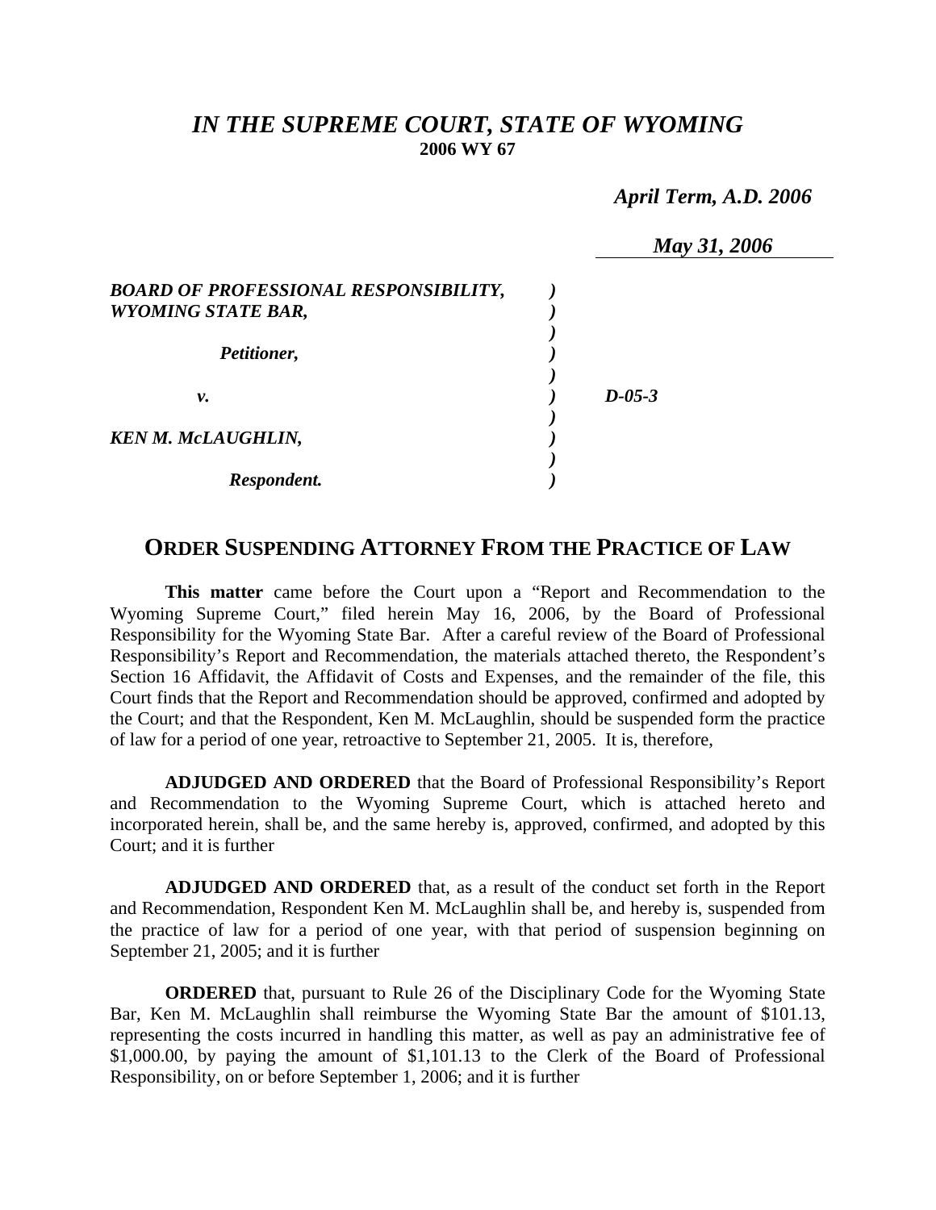# *IN THE SUPREME COURT, STATE OF WYOMING*

**2006 WY 67**

*April Term, A.D. 2006*

*May 31, 2006*

| | | |
|---|---|---|
| ***BOARD OF PROFESSIONAL RESPONSIBILITY, WYOMING STATE BAR,*** | ) | |
| ***Petitioner,*** | ) | |
| ***v.*** | ) | ***D-05-3*** |
| ***KEN M. McLAUGHLIN,*** | ) | |
| ***Respondent.*** | ) | |

## ORDER SUSPENDING ATTORNEY FROM THE PRACTICE OF LAW

**This matter** came before the Court upon a "Report and Recommendation to the Wyoming Supreme Court," filed herein May 16, 2006, by the Board of Professional Responsibility for the Wyoming State Bar. After a careful review of the Board of Professional Responsibility's Report and Recommendation, the materials attached thereto, the Respondent's Section 16 Affidavit, the Affidavit of Costs and Expenses, and the remainder of the file, this Court finds that the Report and Recommendation should be approved, confirmed and adopted by the Court; and that the Respondent, Ken M. McLaughlin, should be suspended form the practice of law for a period of one year, retroactive to September 21, 2005. It is, therefore,

**ADJUDGED AND ORDERED** that the Board of Professional Responsibility's Report and Recommendation to the Wyoming Supreme Court, which is attached hereto and incorporated herein, shall be, and the same hereby is, approved, confirmed, and adopted by this Court; and it is further

**ADJUDGED AND ORDERED** that, as a result of the conduct set forth in the Report and Recommendation, Respondent Ken M. McLaughlin shall be, and hereby is, suspended from the practice of law for a period of one year, with that period of suspension beginning on September 21, 2005; and it is further

**ORDERED** that, pursuant to Rule 26 of the Disciplinary Code for the Wyoming State Bar, Ken M. McLaughlin shall reimburse the Wyoming State Bar the amount of $101.13, representing the costs incurred in handling this matter, as well as pay an administrative fee of $1,000.00, by paying the amount of $1,101.13 to the Clerk of the Board of Professional Responsibility, on or before September 1, 2006; and it is further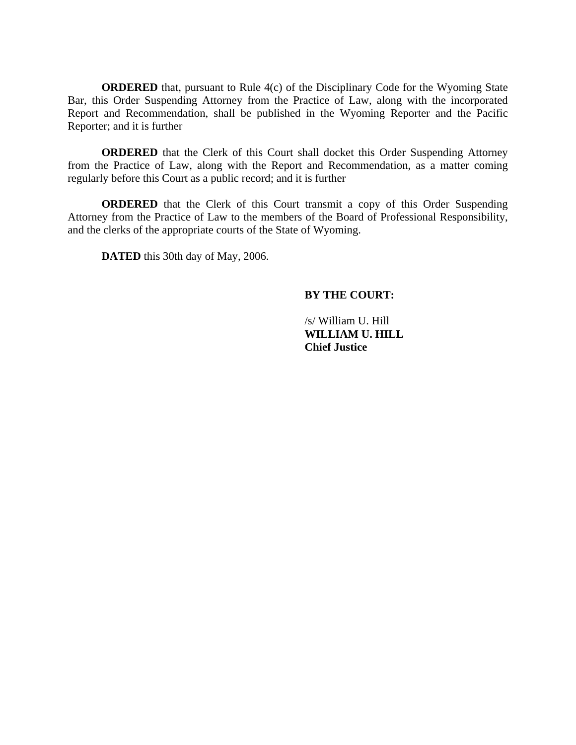**ORDERED** that, pursuant to Rule 4(c) of the Disciplinary Code for the Wyoming State Bar, this Order Suspending Attorney from the Practice of Law, along with the incorporated Report and Recommendation, shall be published in the Wyoming Reporter and the Pacific Reporter; and it is further

**ORDERED** that the Clerk of this Court shall docket this Order Suspending Attorney from the Practice of Law, along with the Report and Recommendation, as a matter coming regularly before this Court as a public record; and it is further

**ORDERED** that the Clerk of this Court transmit a copy of this Order Suspending Attorney from the Practice of Law to the members of the Board of Professional Responsibility, and the clerks of the appropriate courts of the State of Wyoming.

**DATED** this 30th day of May, 2006.

**BY THE COURT:**

/s/ William U. Hill
**WILLIAM U. HILL**
**Chief Justice**